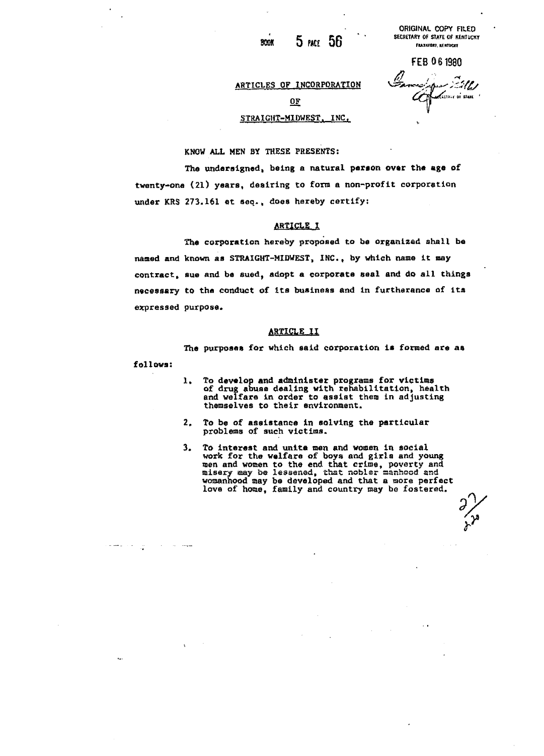BOOK 5 PAGE 56

ORIGINAL COPY FILED
SECRETARY OF STATE OF KENTUCKY
FRANKFORT, KENTUCKY

FEB 06 1980

SECRETARY OF STATE

# ARTICLES OF INCORPORATION

# OF

# STRAIGHT-MIDWEST, INC.

KNOW ALL MEN BY THESE PRESENTS:

The undersigned, being a natural person over the age of twenty-one (21) years, desiring to form a non-profit corporation under KRS 273.161 et seq., does hereby certify:

## ARTICLE I

The corporation hereby proposed to be organized shall be named and known as STRAIGHT-MIDWEST, INC., by which name it may contract, sue and be sued, adopt a corporate seal and do all things necessary to the conduct of its business and in furtherance of its expressed purpose.

## ARTICLE II

The purposes for which said corporation is formed are as follows:

1. To develop and administer programs for victims of drug abuse dealing with rehabilitation, health and welfare in order to assist them in adjusting themselves to their environment.

2. To be of assistance in solving the particular problems of such victims.

3. To interest and unite men and women in social work for the welfare of boys and girls and young men and women to the end that crime, poverty and misery may be lessened, that nobler manhood and womanhood may be developed and that a more perfect love of home, family and country may be fostered.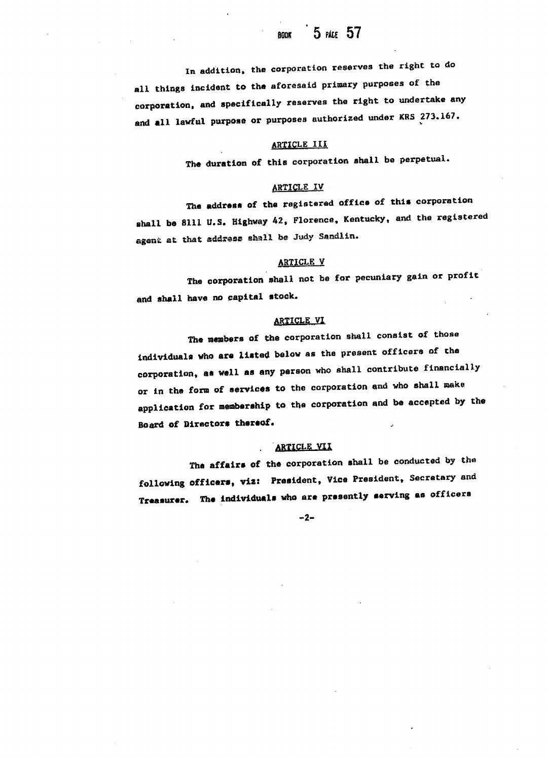In addition, the corporation reserves the right to do all things incident to the aforesaid primary purposes of the corporation, and specifically reserves the right to undertake any and all lawful purpose or purposes authorized under KRS 273.167.

## ARTICLE III

The duration of this corporation shall be perpetual.

## ARTICLE IV

The address of the registered office of this corporation shall be 8111 U.S. Highway 42, Florence, Kentucky, and the registered agent at that address shall be Judy Sandlin.

## ARTICLE V

The corporation shall not be for pecuniary gain or profit and shall have no capital stock.

## ARTICLE VI

The members of the corporation shall consist of those individuals who are listed below as the present officers of the corporation, as well as any person who shall contribute financially or in the form of services to the corporation and who shall make application for membership to the corporation and be accepted by the Board of Directors thereof.

## ARTICLE VII

The affairs of the corporation shall be conducted by the following officers, viz: President, Vice President, Secretary and Treasurer. The individuals who are presently serving as officers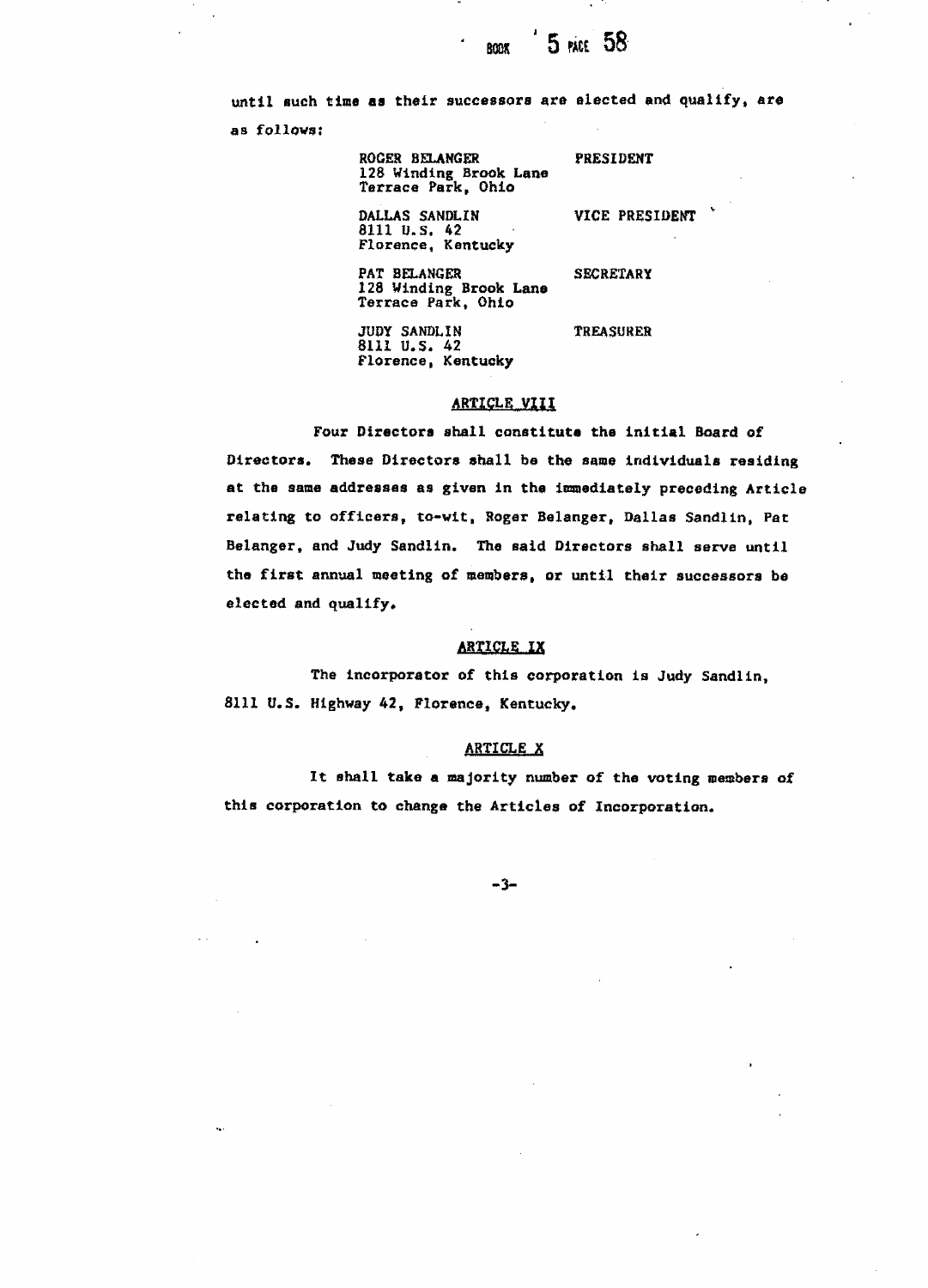until such time as their successors are elected and qualify, are as follows:

| | |
|---|---|
| ROGER BELANGER<br>128 Winding Brook Lane<br>Terrace Park, Ohio | PRESIDENT |
| DALLAS SANDLIN<br>8111 U.S. 42<br>Florence, Kentucky | VICE PRESIDENT |
| PAT BELANGER<br>128 Winding Brook Lane<br>Terrace Park, Ohio | SECRETARY |
| JUDY SANDLIN<br>8111 U.S. 42<br>Florence, Kentucky | TREASURER |

## ARTICLE VIII

Four Directors shall constitute the initial Board of Directors. These Directors shall be the same individuals residing at the same addresses as given in the immediately preceding Article relating to officers, to-wit, Roger Belanger, Dallas Sandlin, Pat Belanger, and Judy Sandlin. The said Directors shall serve until the first annual meeting of members, or until their successors be elected and qualify.

## ARTICLE IX

The incorporator of this corporation is Judy Sandlin, 8111 U.S. Highway 42, Florence, Kentucky.

## ARTICLE X

It shall take a majority number of the voting members of this corporation to change the Articles of Incorporation.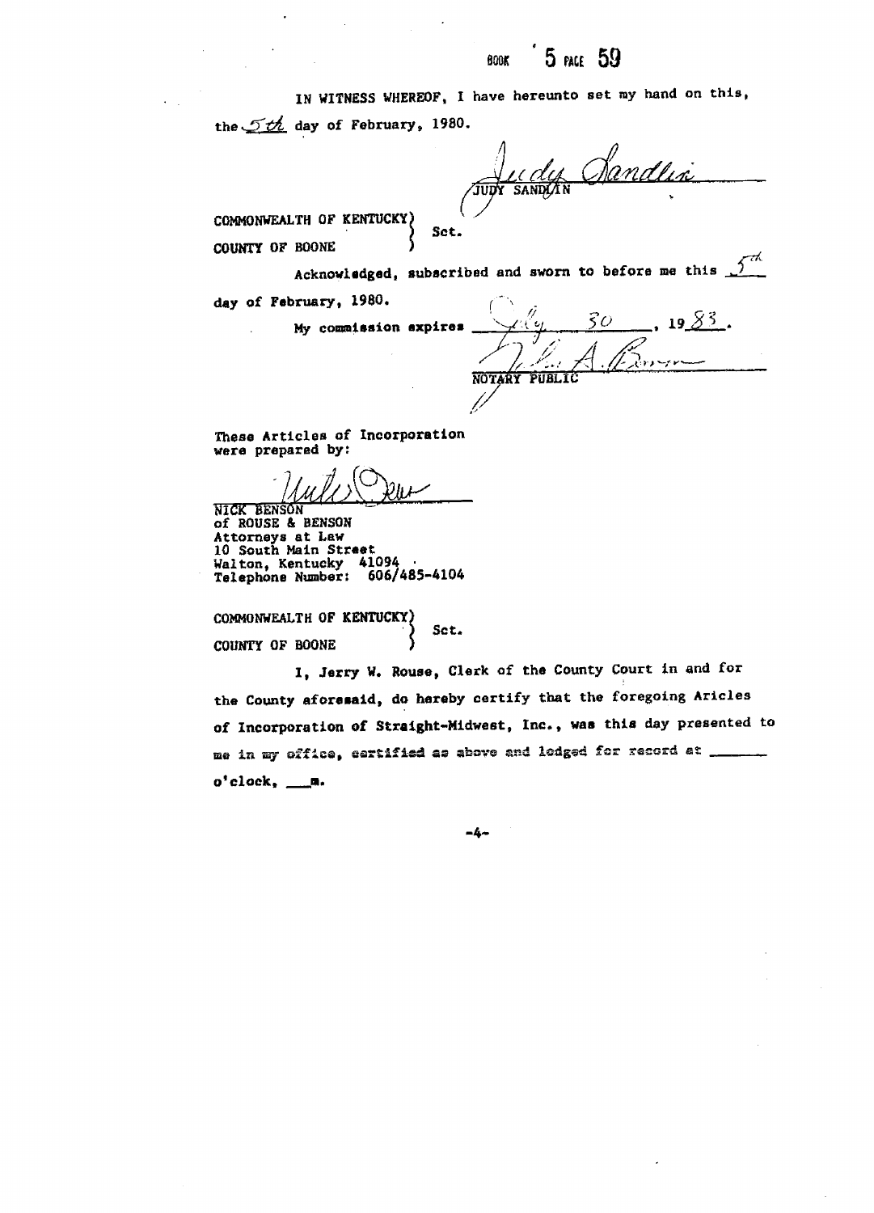BOOK 5 PAGE 59

IN WITNESS WHEREOF, I have hereunto set my hand on this, the 5th day of February, 1980.

Judy Sandlin
JUDY SANDLIN

COMMONWEALTH OF KENTUCKY)
) Sct.
COUNTY OF BOONE )

Acknowledged, subscribed and sworn to before me this 5th day of February, 1980.

My commission expires July 30, 1983.

NOTARY PUBLIC

These Articles of Incorporation were prepared by:

NICK BENSON
of ROUSE & BENSON
Attorneys at Law
10 South Main Street
Walton, Kentucky 41094
Telephone Number: 606/485-4104

COMMONWEALTH OF KENTUCKY)
) Sct.
COUNTY OF BOONE )

I, Jerry W. Rouse, Clerk of the County Court in and for the County aforesaid, do hereby certify that the foregoing Aricles of Incorporation of Straight-Midwest, Inc., was this day presented to me in my office, certified as above and lodged for record at ______ o'clock, ___m.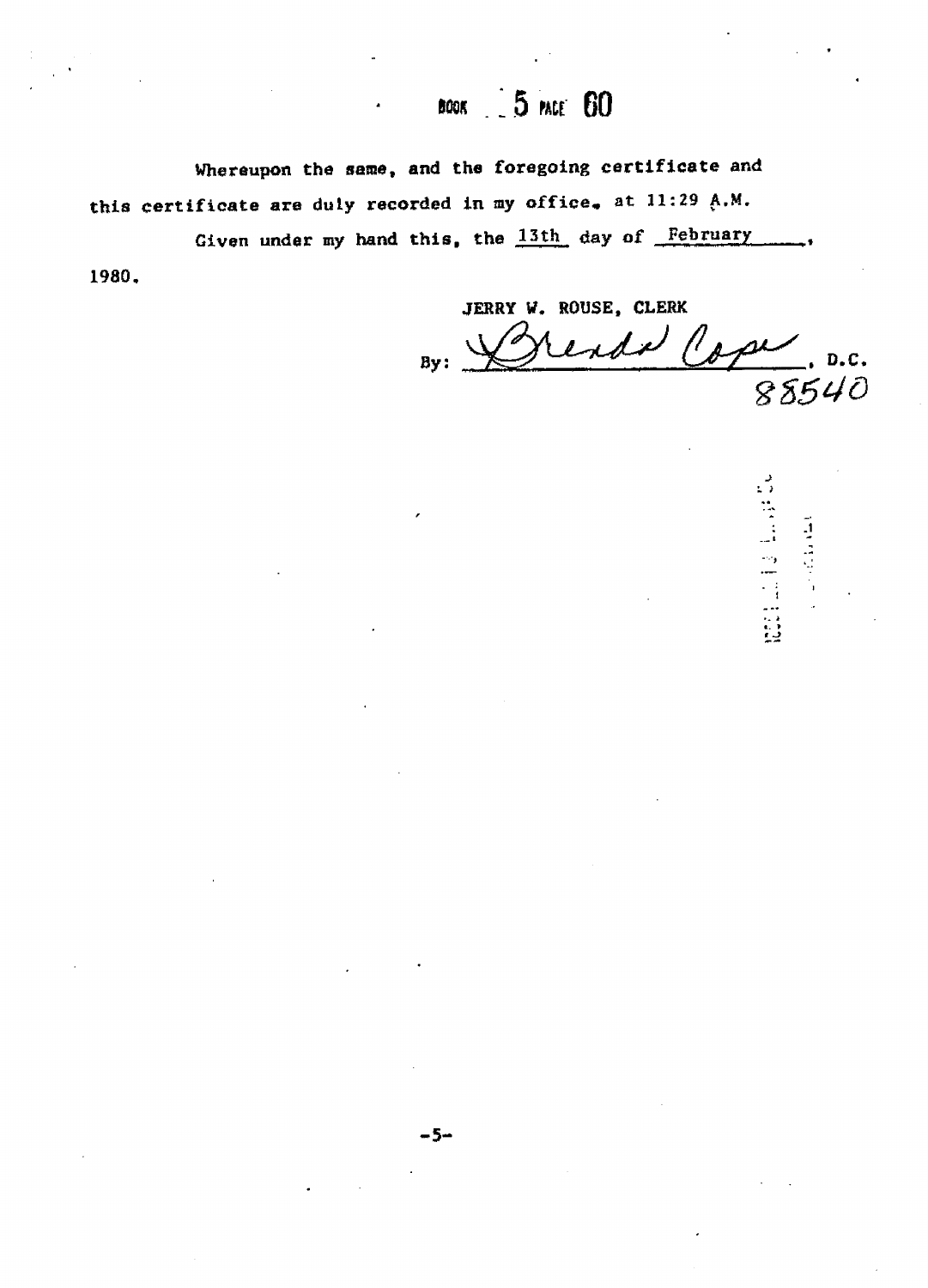BOOK 5 PAGE 60

Whereupon the same, and the foregoing certificate and this certificate are duly recorded in my office. at 11:29 A.M.

Given under my hand this, the 13th day of February, 1980.

JERRY W. ROUSE, CLERK

By: Brenda Cope, D.C.

88540